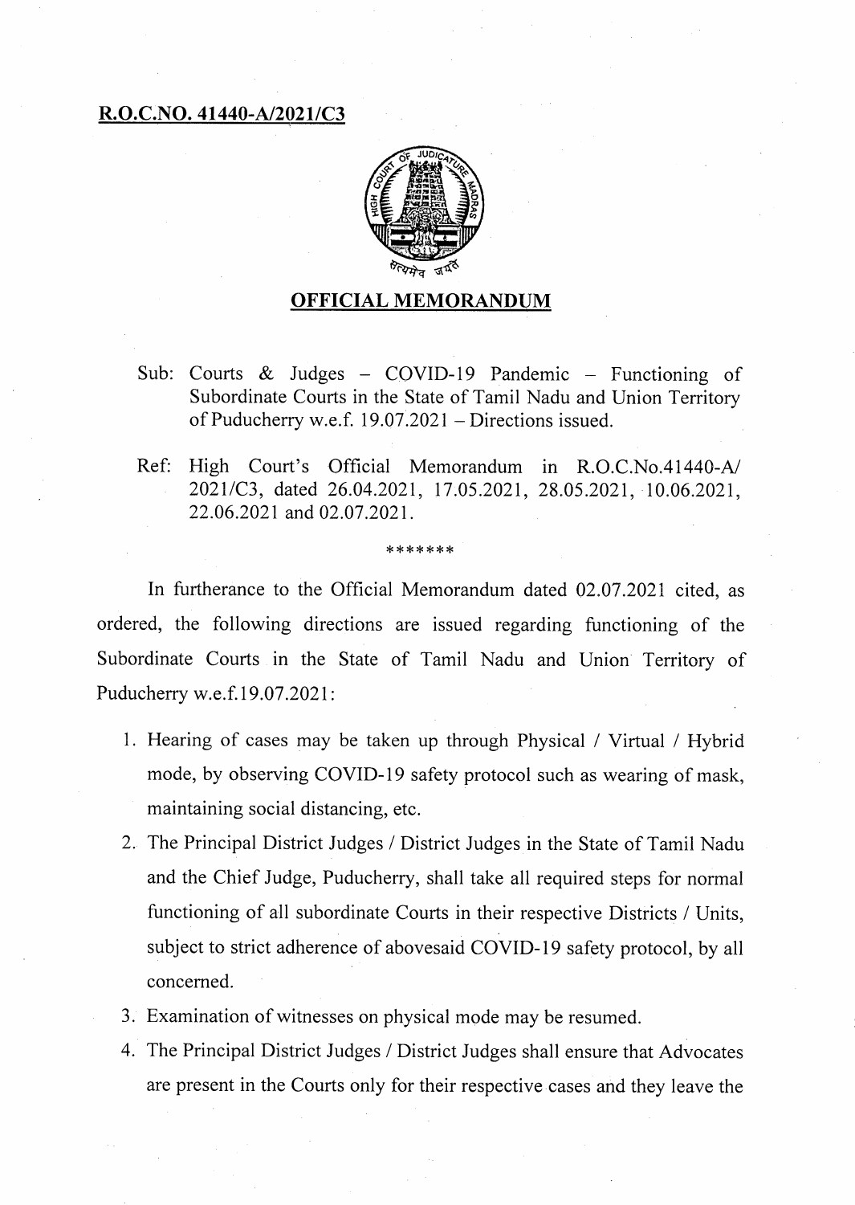**R.O.C.NO. 41440-A/2021/C3**

## OFFICIAL MEMORANDUM

Sub: Courts & Judges – COVID-19 Pandemic – Functioning of Subordinate Courts in the State of Tamil Nadu and Union Territory of Puducherry w.e.f. 19.07.2021 – Directions issued.

Ref: High Court's Official Memorandum in R.O.C.No.41440-A/2021/C3, dated 26.04.2021, 17.05.2021, 28.05.2021, 10.06.2021, 22.06.2021 and 02.07.2021.

*******

In furtherance to the Official Memorandum dated 02.07.2021 cited, as ordered, the following directions are issued regarding functioning of the Subordinate Courts in the State of Tamil Nadu and Union Territory of Puducherry w.e.f.19.07.2021:

1. Hearing of cases may be taken up through Physical / Virtual / Hybrid mode, by observing COVID-19 safety protocol such as wearing of mask, maintaining social distancing, etc.
2. The Principal District Judges / District Judges in the State of Tamil Nadu and the Chief Judge, Puducherry, shall take all required steps for normal functioning of all subordinate Courts in their respective Districts / Units, subject to strict adherence of abovesaid COVID-19 safety protocol, by all concerned.
3. Examination of witnesses on physical mode may be resumed.
4. The Principal District Judges / District Judges shall ensure that Advocates are present in the Courts only for their respective cases and they leave the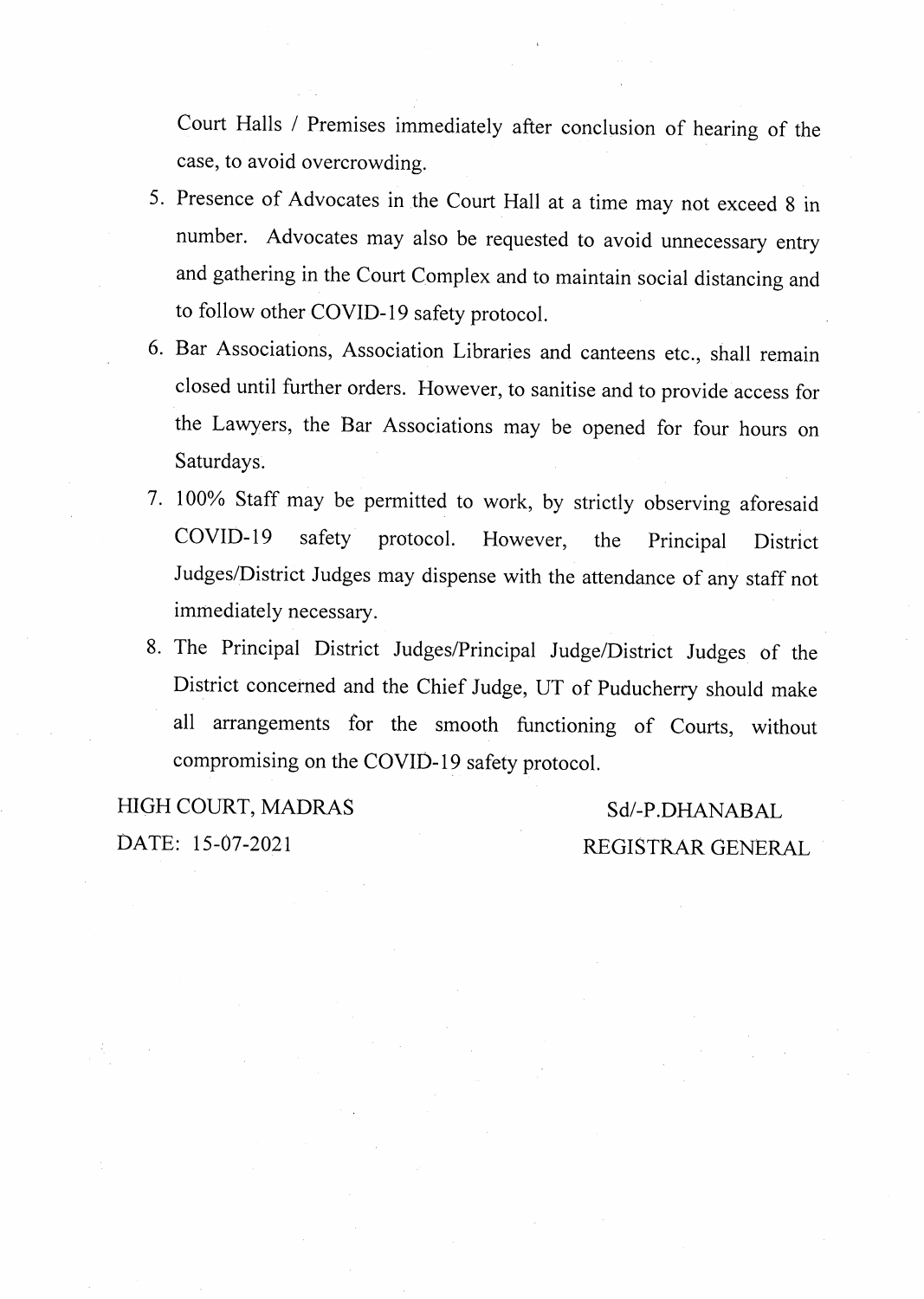Court Halls / Premises immediately after conclusion of hearing of the case, to avoid overcrowding.

5. Presence of Advocates in the Court Hall at a time may not exceed 8 in number. Advocates may also be requested to avoid unnecessary entry and gathering in the Court Complex and to maintain social distancing and to follow other COVID-19 safety protocol.
6. Bar Associations, Association Libraries and canteens etc., shall remain closed until further orders. However, to sanitise and to provide access for the Lawyers, the Bar Associations may be opened for four hours on Saturdays.
7. 100% Staff may be permitted to work, by strictly observing aforesaid COVID-19 safety protocol. However, the Principal District Judges/District Judges may dispense with the attendance of any staff not immediately necessary.
8. The Principal District Judges/Principal Judge/District Judges of the District concerned and the Chief Judge, UT of Puducherry should make all arrangements for the smooth functioning of Courts, without compromising on the COVID-19 safety protocol.

HIGH COURT, MADRAS
DATE: 15-07-2021

Sd/-P.DHANABAL
REGISTRAR GENERAL